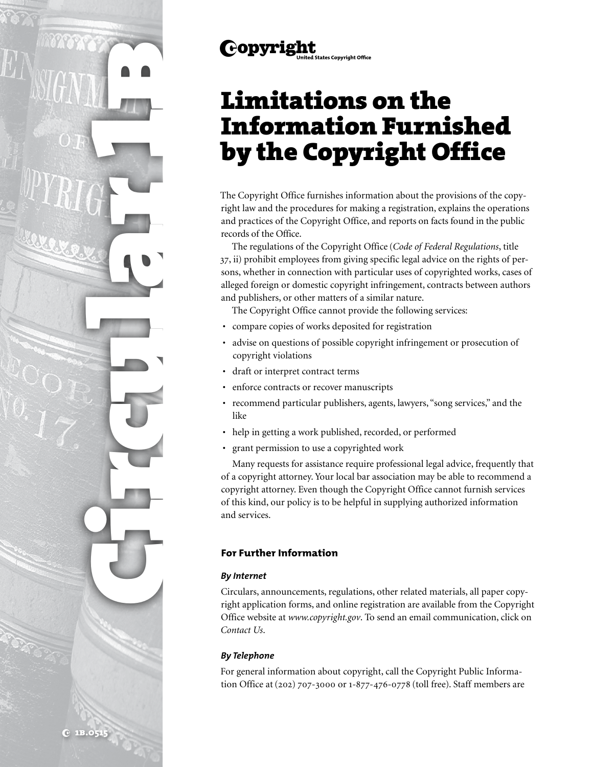**Copyright** United States Copyright Office

# Limitations on the Information Furnished by the Copyright Office

The Copyright Office furnishes information about the provisions of the copyright law and the procedures for making a registration, explains the operations and practices of the Copyright Office, and reports on facts found in the public records of the Office.

The regulations of the Copyright Office (*Code of Federal Regulations*, title 37, ii) prohibit employees from giving specific legal advice on the rights of persons, whether in connection with particular uses of copyrighted works, cases of alleged foreign or domestic copyright infringement, contracts between authors and publishers, or other matters of a similar nature.

The Copyright Office cannot provide the following services:

- compare copies of works deposited for registration
- advise on questions of possible copyright infringement or prosecution of copyright violations
- draft or interpret contract terms
- enforce contracts or recover manuscripts
- recommend particular publishers, agents, lawyers, "song services," and the like
- help in getting a work published, recorded, or performed
- grant permission to use a copyrighted work

Many requests for assistance require professional legal advice, frequently that of a copyright attorney. Your local bar association may be able to recommend a copyright attorney. Even though the Copyright Office cannot furnish services of this kind, our policy is to be helpful in supplying authorized information and services.

## For Further Information

### *By Internet*

Circulars, announcements, regulations, other related materials, all paper copyright application forms, and online registration are available from the Copyright Office website at *www.copyright.gov*. To send an email communication, click on *Contact Us*.

### *By Telephone*

For general information about copyright, call the Copyright Public Information Office at (202) 707-3000 or 1-877-476-0778 (toll free). Staff members are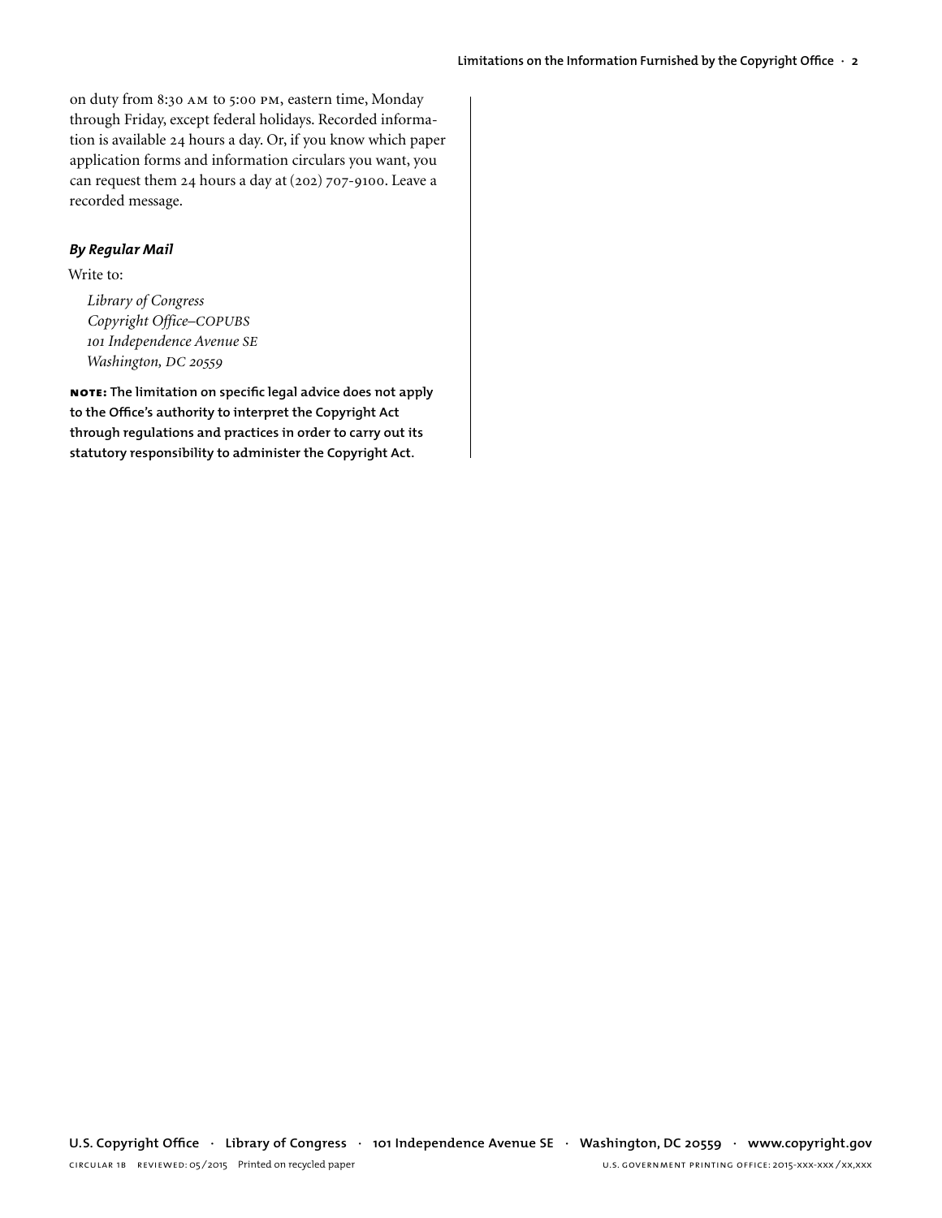on duty from 8:30 AM to 5:00 PM, eastern time, Monday through Friday, except federal holidays. Recorded information is available 24 hours a day. Or, if you know which paper application forms and information circulars you want, you can request them 24 hours a day at (202) 707-9100. Leave a recorded message.

### *By Regular Mail*

Write to:

*Library of Congress*
*Copyright Office–COPUBS*
*101 Independence Avenue SE*
*Washington, DC 20559*

**NOTE: The limitation on specific legal advice does not apply to the Office's authority to interpret the Copyright Act through regulations and practices in order to carry out its statutory responsibility to administer the Copyright Act.**

U.S. Copyright Office · Library of Congress · 101 Independence Avenue SE · Washington, DC 20559 · www.copyright.gov

CIRCULAR 1B REVIEWED: 05/2015 Printed on recycled paper

U.S. GOVERNMENT PRINTING OFFICE: 2015-XXX-XXX/XX,XXX